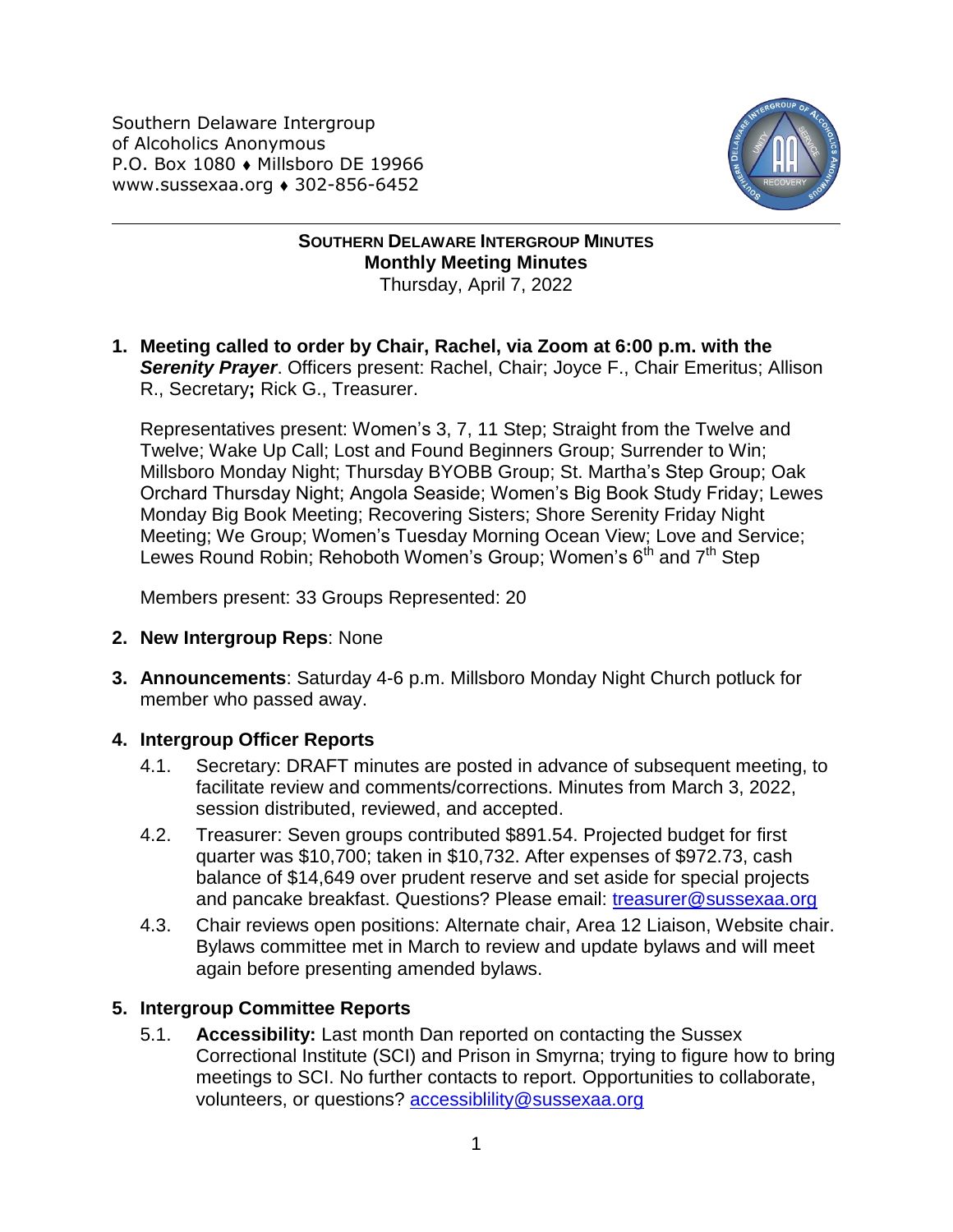Southern Delaware Intergroup
of Alcoholics Anonymous
P.O. Box 1080 ♦ Millsboro DE 19966
www.sussexaa.org ♦ 302-856-6452

---

**SOUTHERN DELAWARE INTERGROUP MINUTES**
**Monthly Meeting Minutes**
Thursday, April 7, 2022

1. **Meeting called to order by Chair, Rachel, via Zoom at 6:00 p.m. with the *Serenity Prayer***. Officers present: Rachel, Chair; Joyce F., Chair Emeritus; Allison R., Secretary**;** Rick G., Treasurer.

   Representatives present: Women's 3, 7, 11 Step; Straight from the Twelve and Twelve; Wake Up Call; Lost and Found Beginners Group; Surrender to Win; Millsboro Monday Night; Thursday BYOBB Group; St. Martha's Step Group; Oak Orchard Thursday Night; Angola Seaside; Women's Big Book Study Friday; Lewes Monday Big Book Meeting; Recovering Sisters; Shore Serenity Friday Night Meeting; We Group; Women's Tuesday Morning Ocean View; Love and Service; Lewes Round Robin; Rehoboth Women's Group; Women's 6th and 7th Step

   Members present: 33 Groups Represented: 20

2. **New Intergroup Reps**: None

3. **Announcements**: Saturday 4-6 p.m. Millsboro Monday Night Church potluck for member who passed away.

4. **Intergroup Officer Reports**
   - 4.1. Secretary: DRAFT minutes are posted in advance of subsequent meeting, to facilitate review and comments/corrections. Minutes from March 3, 2022, session distributed, reviewed, and accepted.
   - 4.2. Treasurer: Seven groups contributed $891.54. Projected budget for first quarter was $10,700; taken in $10,732. After expenses of $972.73, cash balance of $14,649 over prudent reserve and set aside for special projects and pancake breakfast. Questions? Please email: treasurer@sussexaa.org
   - 4.3. Chair reviews open positions: Alternate chair, Area 12 Liaison, Website chair. Bylaws committee met in March to review and update bylaws and will meet again before presenting amended bylaws.

5. **Intergroup Committee Reports**
   - 5.1. **Accessibility:** Last month Dan reported on contacting the Sussex Correctional Institute (SCI) and Prison in Smyrna; trying to figure how to bring meetings to SCI. No further contacts to report. Opportunities to collaborate, volunteers, or questions? accessiblility@sussexaa.org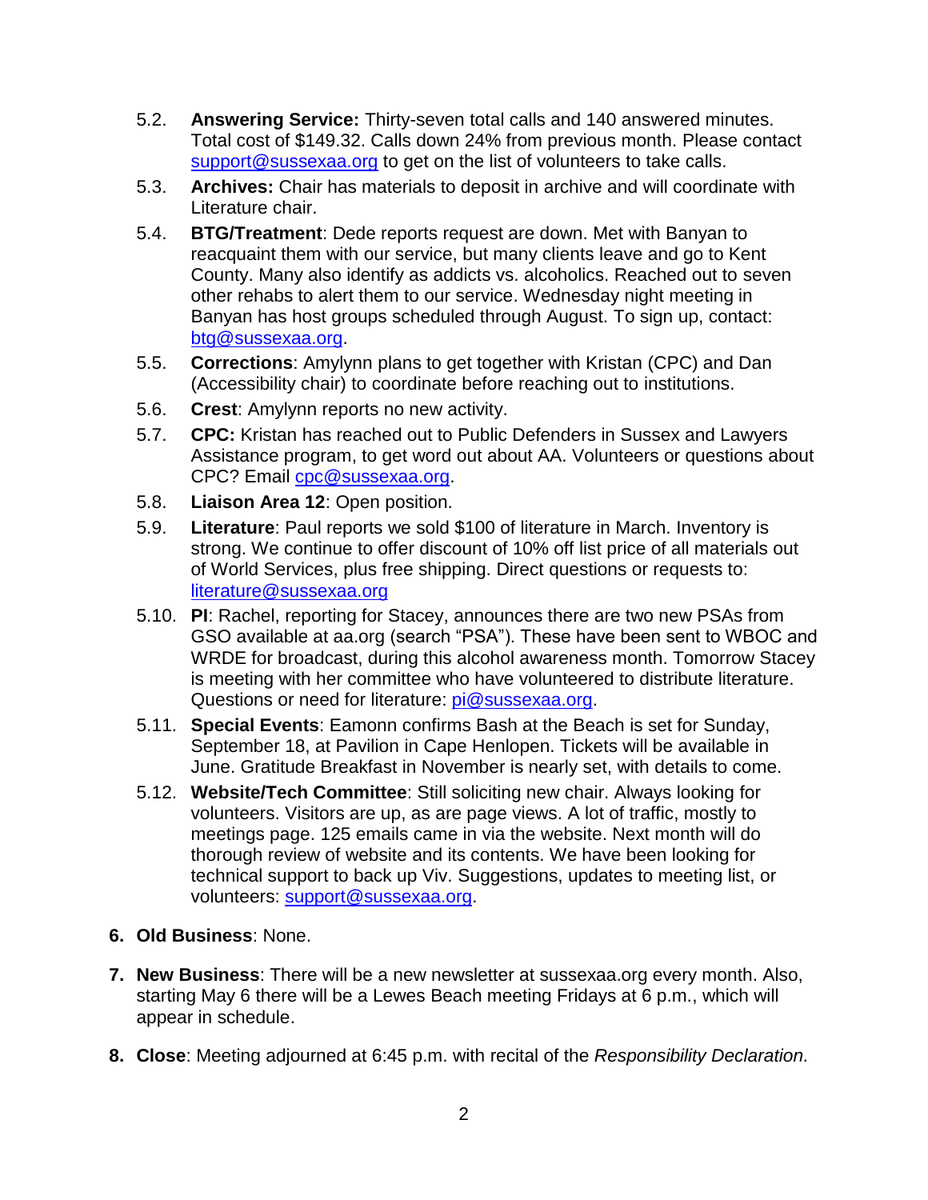5.2. **Answering Service:** Thirty-seven total calls and 140 answered minutes. Total cost of $149.32. Calls down 24% from previous month. Please contact support@sussexaa.org to get on the list of volunteers to take calls.

5.3. **Archives:** Chair has materials to deposit in archive and will coordinate with Literature chair.

5.4. **BTG/Treatment**: Dede reports request are down. Met with Banyan to reacquaint them with our service, but many clients leave and go to Kent County. Many also identify as addicts vs. alcoholics. Reached out to seven other rehabs to alert them to our service. Wednesday night meeting in Banyan has host groups scheduled through August. To sign up, contact: btg@sussexaa.org.

5.5. **Corrections**: Amylynn plans to get together with Kristan (CPC) and Dan (Accessibility chair) to coordinate before reaching out to institutions.

5.6. **Crest**: Amylynn reports no new activity.

5.7. **CPC:** Kristan has reached out to Public Defenders in Sussex and Lawyers Assistance program, to get word out about AA. Volunteers or questions about CPC? Email cpc@sussexaa.org.

5.8. **Liaison Area 12**: Open position.

5.9. **Literature**: Paul reports we sold $100 of literature in March. Inventory is strong. We continue to offer discount of 10% off list price of all materials out of World Services, plus free shipping. Direct questions or requests to: literature@sussexaa.org

5.10. **PI**: Rachel, reporting for Stacey, announces there are two new PSAs from GSO available at aa.org (search "PSA"). These have been sent to WBOC and WRDE for broadcast, during this alcohol awareness month. Tomorrow Stacey is meeting with her committee who have volunteered to distribute literature. Questions or need for literature: pi@sussexaa.org.

5.11. **Special Events**: Eamonn confirms Bash at the Beach is set for Sunday, September 18, at Pavilion in Cape Henlopen. Tickets will be available in June. Gratitude Breakfast in November is nearly set, with details to come.

5.12. **Website/Tech Committee**: Still soliciting new chair. Always looking for volunteers. Visitors are up, as are page views. A lot of traffic, mostly to meetings page. 125 emails came in via the website. Next month will do thorough review of website and its contents. We have been looking for technical support to back up Viv. Suggestions, updates to meeting list, or volunteers: support@sussexaa.org.

6. **Old Business**: None.

7. **New Business**: There will be a new newsletter at sussexaa.org every month. Also, starting May 6 there will be a Lewes Beach meeting Fridays at 6 p.m., which will appear in schedule.

8. **Close**: Meeting adjourned at 6:45 p.m. with recital of the *Responsibility Declaration.*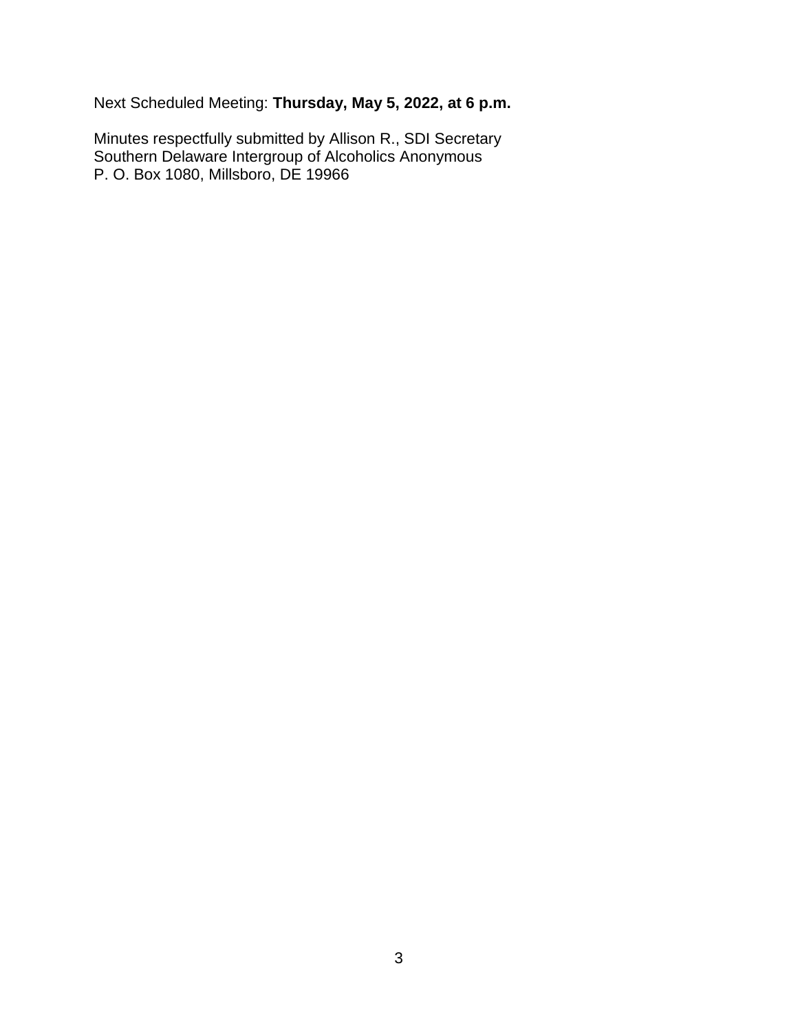Next Scheduled Meeting: **Thursday, May 5, 2022, at 6 p.m.**

Minutes respectfully submitted by Allison R., SDI Secretary
Southern Delaware Intergroup of Alcoholics Anonymous
P. O. Box 1080, Millsboro, DE 19966